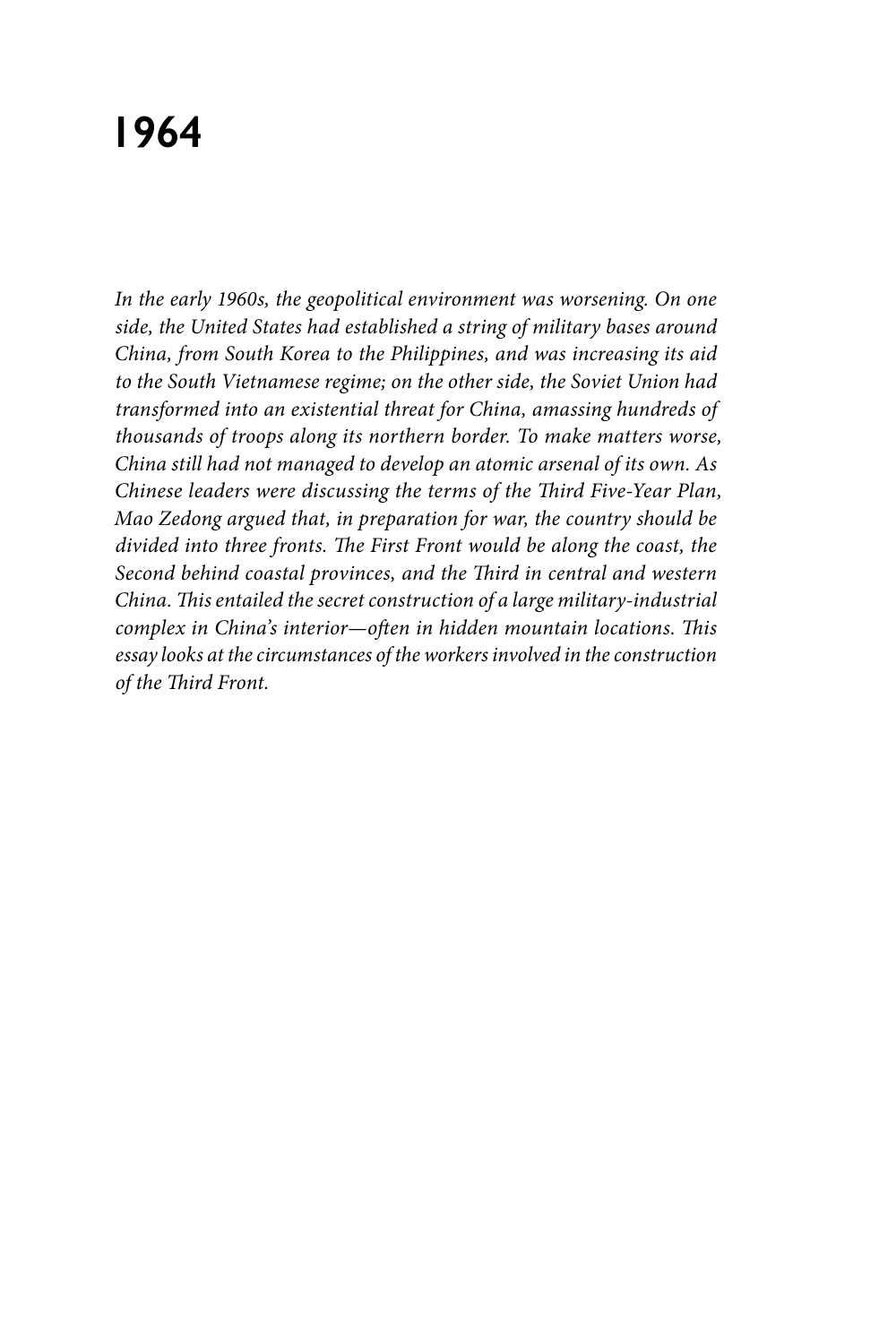# 1964

*In the early 1960s, the geopolitical environment was worsening. On one side, the United States had established a string of military bases around China, from South Korea to the Philippines, and was increasing its aid to the South Vietnamese regime; on the other side, the Soviet Union had transformed into an existential threat for China, amassing hundreds of thousands of troops along its northern border. To make matters worse, China still had not managed to develop an atomic arsenal of its own. As Chinese leaders were discussing the terms of the Third Five-Year Plan, Mao Zedong argued that, in preparation for war, the country should be divided into three fronts. The First Front would be along the coast, the Second behind coastal provinces, and the Third in central and western China. This entailed the secret construction of a large military-industrial complex in China's interior—often in hidden mountain locations. This essay looks at the circumstances of the workers involved in the construction of the Third Front.*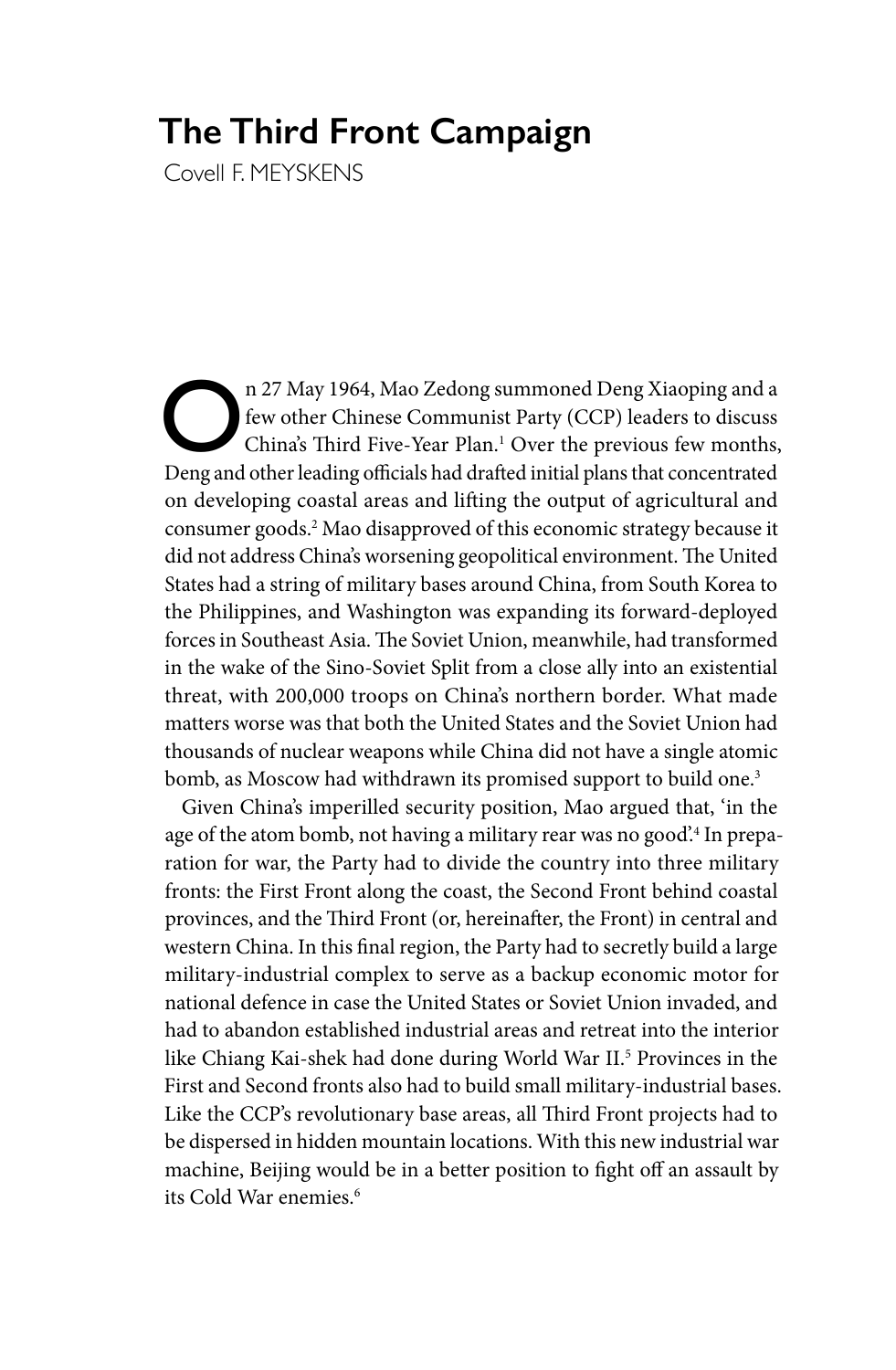# The Third Front Campaign

Covell F. MEYSKENS

On 27 May 1964, Mao Zedong summoned Deng Xiaoping and a few other Chinese Communist Party (CCP) leaders to discuss China's Third Five-Year Plan.[1] Over the previous few months, Deng and other leading officials had drafted initial plans that concentrated on developing coastal areas and lifting the output of agricultural and consumer goods.[2] Mao disapproved of this economic strategy because it did not address China's worsening geopolitical environment. The United States had a string of military bases around China, from South Korea to the Philippines, and Washington was expanding its forward-deployed forces in Southeast Asia. The Soviet Union, meanwhile, had transformed in the wake of the Sino-Soviet Split from a close ally into an existential threat, with 200,000 troops on China's northern border. What made matters worse was that both the United States and the Soviet Union had thousands of nuclear weapons while China did not have a single atomic bomb, as Moscow had withdrawn its promised support to build one.[3]

Given China's imperilled security position, Mao argued that, 'in the age of the atom bomb, not having a military rear was no good'.[4] In preparation for war, the Party had to divide the country into three military fronts: the First Front along the coast, the Second Front behind coastal provinces, and the Third Front (or, hereinafter, the Front) in central and western China. In this final region, the Party had to secretly build a large military-industrial complex to serve as a backup economic motor for national defence in case the United States or Soviet Union invaded, and had to abandon established industrial areas and retreat into the interior like Chiang Kai-shek had done during World War II.[5] Provinces in the First and Second fronts also had to build small military-industrial bases. Like the CCP's revolutionary base areas, all Third Front projects had to be dispersed in hidden mountain locations. With this new industrial war machine, Beijing would be in a better position to fight off an assault by its Cold War enemies.[6]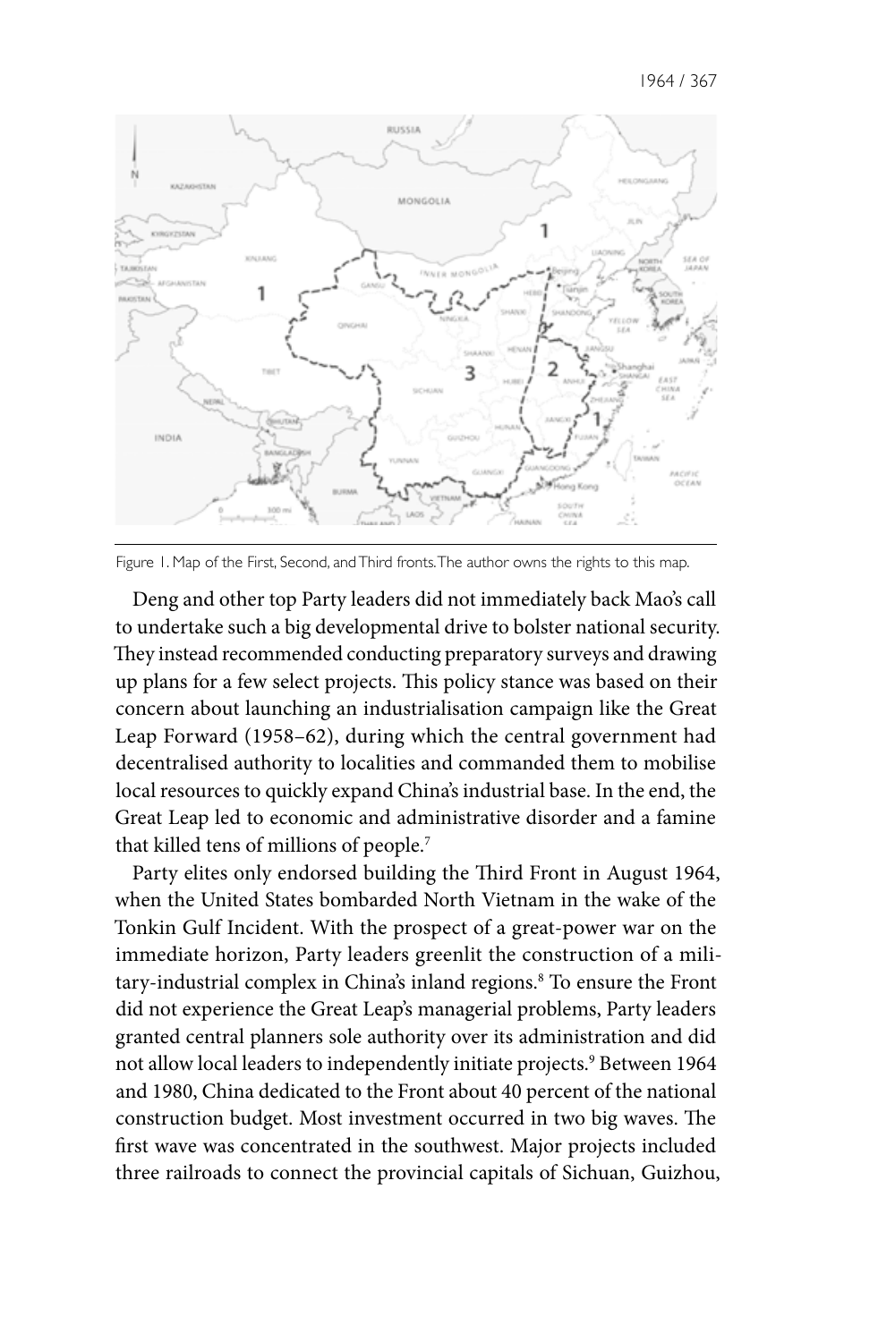Figure 1. Map of the First, Second, and Third fronts. The author owns the rights to this map.

Deng and other top Party leaders did not immediately back Mao's call to undertake such a big developmental drive to bolster national security. They instead recommended conducting preparatory surveys and drawing up plans for a few select projects. This policy stance was based on their concern about launching an industrialisation campaign like the Great Leap Forward (1958–62), during which the central government had decentralised authority to localities and commanded them to mobilise local resources to quickly expand China's industrial base. In the end, the Great Leap led to economic and administrative disorder and a famine that killed tens of millions of people.[7]

Party elites only endorsed building the Third Front in August 1964, when the United States bombarded North Vietnam in the wake of the Tonkin Gulf Incident. With the prospect of a great-power war on the immediate horizon, Party leaders greenlit the construction of a military-industrial complex in China's inland regions.[8] To ensure the Front did not experience the Great Leap's managerial problems, Party leaders granted central planners sole authority over its administration and did not allow local leaders to independently initiate projects.[9] Between 1964 and 1980, China dedicated to the Front about 40 percent of the national construction budget. Most investment occurred in two big waves. The first wave was concentrated in the southwest. Major projects included three railroads to connect the provincial capitals of Sichuan, Guizhou,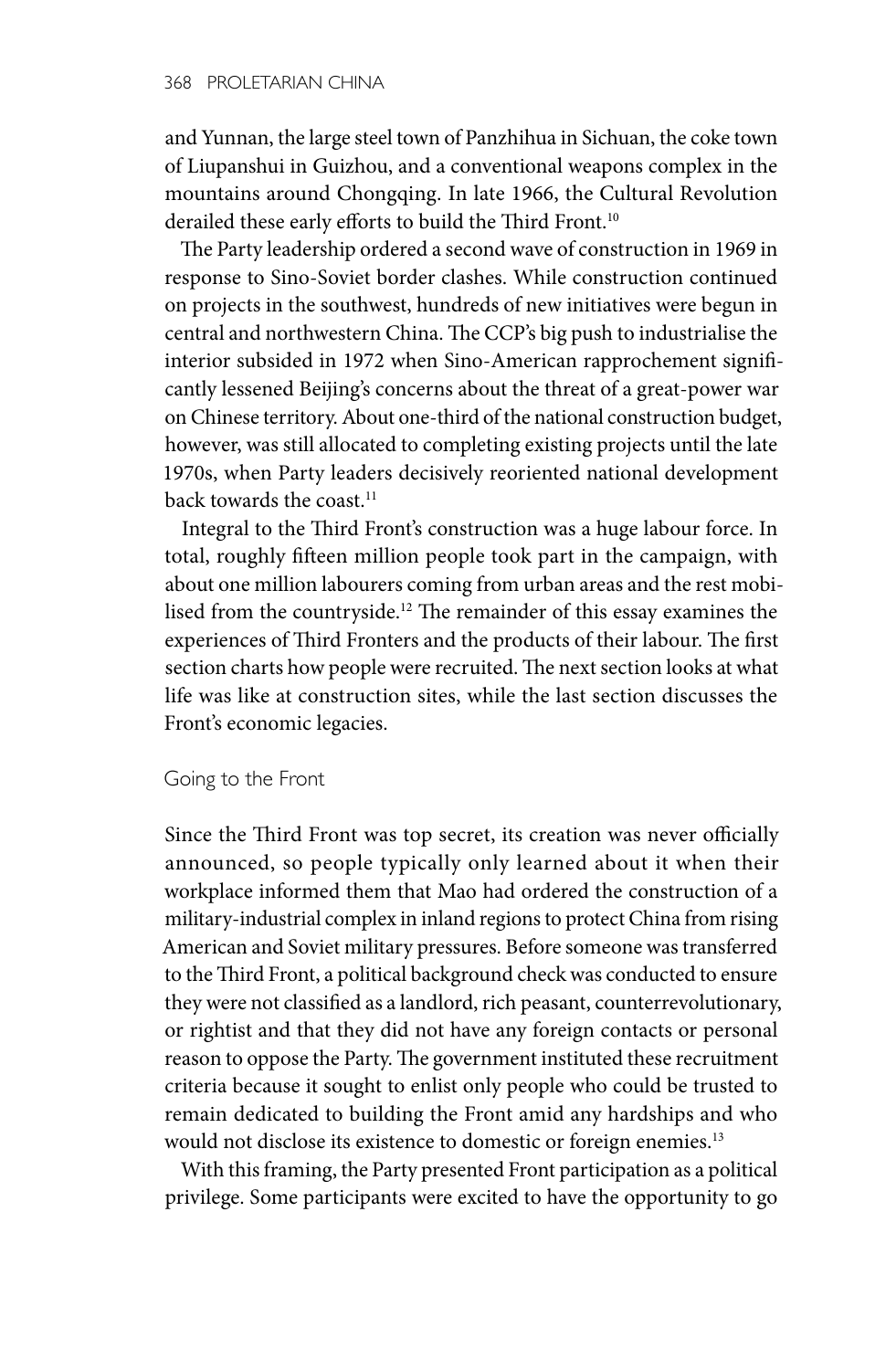and Yunnan, the large steel town of Panzhihua in Sichuan, the coke town of Liupanshui in Guizhou, and a conventional weapons complex in the mountains around Chongqing. In late 1966, the Cultural Revolution derailed these early efforts to build the Third Front.[10]

The Party leadership ordered a second wave of construction in 1969 in response to Sino-Soviet border clashes. While construction continued on projects in the southwest, hundreds of new initiatives were begun in central and northwestern China. The CCP's big push to industrialise the interior subsided in 1972 when Sino-American rapprochement significantly lessened Beijing's concerns about the threat of a great-power war on Chinese territory. About one-third of the national construction budget, however, was still allocated to completing existing projects until the late 1970s, when Party leaders decisively reoriented national development back towards the coast.[11]

Integral to the Third Front's construction was a huge labour force. In total, roughly fifteen million people took part in the campaign, with about one million labourers coming from urban areas and the rest mobilised from the countryside.[12] The remainder of this essay examines the experiences of Third Fronters and the products of their labour. The first section charts how people were recruited. The next section looks at what life was like at construction sites, while the last section discusses the Front's economic legacies.

## Going to the Front

Since the Third Front was top secret, its creation was never officially announced, so people typically only learned about it when their workplace informed them that Mao had ordered the construction of a military-industrial complex in inland regions to protect China from rising American and Soviet military pressures. Before someone was transferred to the Third Front, a political background check was conducted to ensure they were not classified as a landlord, rich peasant, counterrevolutionary, or rightist and that they did not have any foreign contacts or personal reason to oppose the Party. The government instituted these recruitment criteria because it sought to enlist only people who could be trusted to remain dedicated to building the Front amid any hardships and who would not disclose its existence to domestic or foreign enemies.[13]

With this framing, the Party presented Front participation as a political privilege. Some participants were excited to have the opportunity to go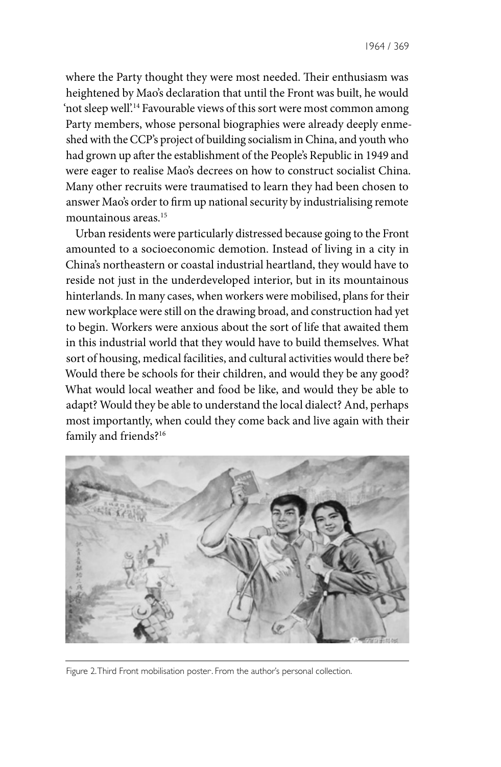where the Party thought they were most needed. Their enthusiasm was heightened by Mao's declaration that until the Front was built, he would 'not sleep well'.[14] Favourable views of this sort were most common among Party members, whose personal biographies were already deeply enmeshed with the CCP's project of building socialism in China, and youth who had grown up after the establishment of the People's Republic in 1949 and were eager to realise Mao's decrees on how to construct socialist China. Many other recruits were traumatised to learn they had been chosen to answer Mao's order to firm up national security by industrialising remote mountainous areas.[15]

Urban residents were particularly distressed because going to the Front amounted to a socioeconomic demotion. Instead of living in a city in China's northeastern or coastal industrial heartland, they would have to reside not just in the underdeveloped interior, but in its mountainous hinterlands. In many cases, when workers were mobilised, plans for their new workplace were still on the drawing broad, and construction had yet to begin. Workers were anxious about the sort of life that awaited them in this industrial world that they would have to build themselves. What sort of housing, medical facilities, and cultural activities would there be? Would there be schools for their children, and would they be any good? What would local weather and food be like, and would they be able to adapt? Would they be able to understand the local dialect? And, perhaps most importantly, when could they come back and live again with their family and friends?[16]

Figure 2. Third Front mobilisation poster. From the author's personal collection.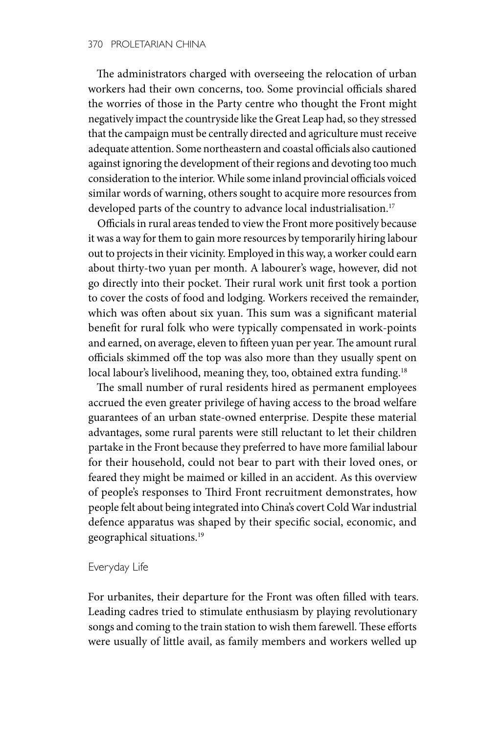The administrators charged with overseeing the relocation of urban workers had their own concerns, too. Some provincial officials shared the worries of those in the Party centre who thought the Front might negatively impact the countryside like the Great Leap had, so they stressed that the campaign must be centrally directed and agriculture must receive adequate attention. Some northeastern and coastal officials also cautioned against ignoring the development of their regions and devoting too much consideration to the interior. While some inland provincial officials voiced similar words of warning, others sought to acquire more resources from developed parts of the country to advance local industrialisation.[17]

Officials in rural areas tended to view the Front more positively because it was a way for them to gain more resources by temporarily hiring labour out to projects in their vicinity. Employed in this way, a worker could earn about thirty-two yuan per month. A labourer's wage, however, did not go directly into their pocket. Their rural work unit first took a portion to cover the costs of food and lodging. Workers received the remainder, which was often about six yuan. This sum was a significant material benefit for rural folk who were typically compensated in work-points and earned, on average, eleven to fifteen yuan per year. The amount rural officials skimmed off the top was also more than they usually spent on local labour's livelihood, meaning they, too, obtained extra funding.[18]

The small number of rural residents hired as permanent employees accrued the even greater privilege of having access to the broad welfare guarantees of an urban state-owned enterprise. Despite these material advantages, some rural parents were still reluctant to let their children partake in the Front because they preferred to have more familial labour for their household, could not bear to part with their loved ones, or feared they might be maimed or killed in an accident. As this overview of people's responses to Third Front recruitment demonstrates, how people felt about being integrated into China's covert Cold War industrial defence apparatus was shaped by their specific social, economic, and geographical situations.[19]

## Everyday Life

For urbanites, their departure for the Front was often filled with tears. Leading cadres tried to stimulate enthusiasm by playing revolutionary songs and coming to the train station to wish them farewell. These efforts were usually of little avail, as family members and workers welled up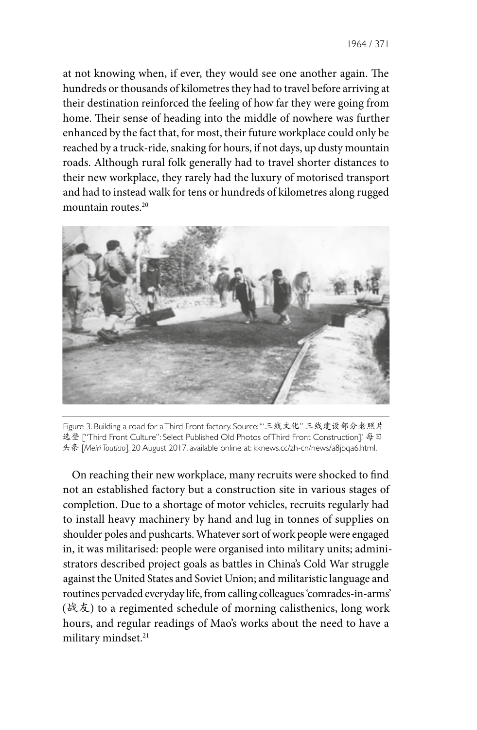at not knowing when, if ever, they would see one another again. The hundreds or thousands of kilometres they had to travel before arriving at their destination reinforced the feeling of how far they were going from home. Their sense of heading into the middle of nowhere was further enhanced by the fact that, for most, their future workplace could only be reached by a truck-ride, snaking for hours, if not days, up dusty mountain roads. Although rural folk generally had to travel shorter distances to their new workplace, they rarely had the luxury of motorised transport and had to instead walk for tens or hundreds of kilometres along rugged mountain routes.[20]

Figure 3. Building a road for a Third Front factory. Source: '"三线文化" 三线建设部分老照片选登 ["Third Front Culture": Select Published Old Photos of Third Front Construction].' 每日头条 [*Meiri Toutiao*], 20 August 2017, available online at: kknews.cc/zh-cn/news/a8jbqa6.html.

On reaching their new workplace, many recruits were shocked to find not an established factory but a construction site in various stages of completion. Due to a shortage of motor vehicles, recruits regularly had to install heavy machinery by hand and lug in tonnes of supplies on shoulder poles and pushcarts. Whatever sort of work people were engaged in, it was militarised: people were organised into military units; administrators described project goals as battles in China's Cold War struggle against the United States and Soviet Union; and militaristic language and routines pervaded everyday life, from calling colleagues 'comrades-in-arms' (战友) to a regimented schedule of morning calisthenics, long work hours, and regular readings of Mao's works about the need to have a military mindset.[21]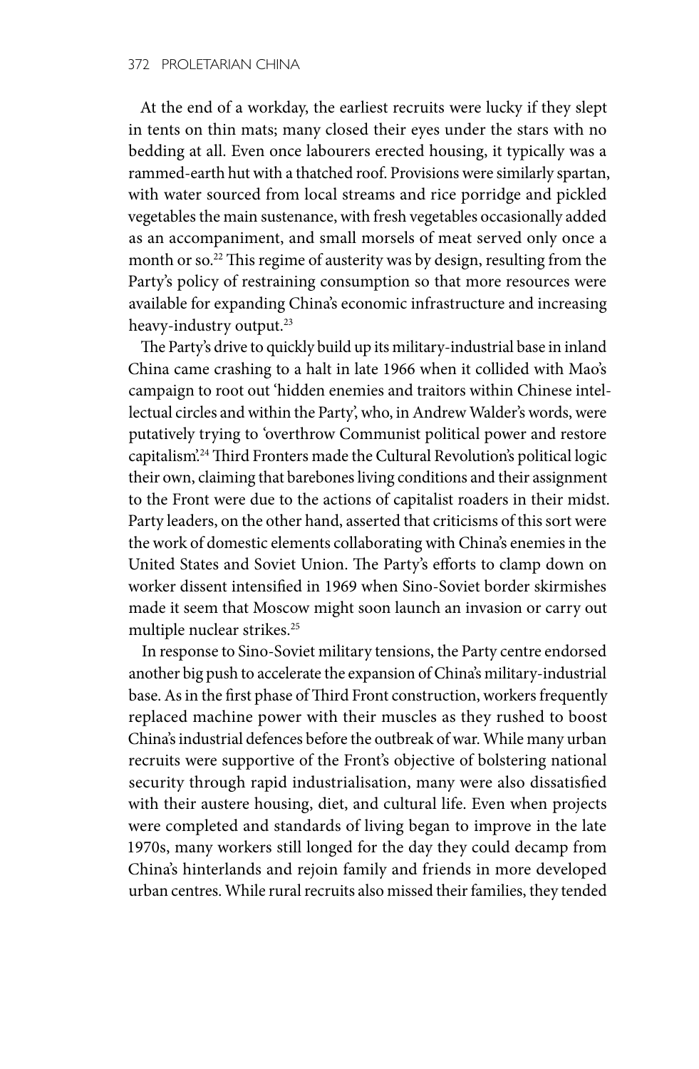At the end of a workday, the earliest recruits were lucky if they slept in tents on thin mats; many closed their eyes under the stars with no bedding at all. Even once labourers erected housing, it typically was a rammed-earth hut with a thatched roof. Provisions were similarly spartan, with water sourced from local streams and rice porridge and pickled vegetables the main sustenance, with fresh vegetables occasionally added as an accompaniment, and small morsels of meat served only once a month or so.[22] This regime of austerity was by design, resulting from the Party's policy of restraining consumption so that more resources were available for expanding China's economic infrastructure and increasing heavy-industry output.[23]

The Party's drive to quickly build up its military-industrial base in inland China came crashing to a halt in late 1966 when it collided with Mao's campaign to root out 'hidden enemies and traitors within Chinese intellectual circles and within the Party', who, in Andrew Walder's words, were putatively trying to 'overthrow Communist political power and restore capitalism'.[24] Third Fronters made the Cultural Revolution's political logic their own, claiming that barebones living conditions and their assignment to the Front were due to the actions of capitalist roaders in their midst. Party leaders, on the other hand, asserted that criticisms of this sort were the work of domestic elements collaborating with China's enemies in the United States and Soviet Union. The Party's efforts to clamp down on worker dissent intensified in 1969 when Sino-Soviet border skirmishes made it seem that Moscow might soon launch an invasion or carry out multiple nuclear strikes.[25]

In response to Sino-Soviet military tensions, the Party centre endorsed another big push to accelerate the expansion of China's military-industrial base. As in the first phase of Third Front construction, workers frequently replaced machine power with their muscles as they rushed to boost China's industrial defences before the outbreak of war. While many urban recruits were supportive of the Front's objective of bolstering national security through rapid industrialisation, many were also dissatisfied with their austere housing, diet, and cultural life. Even when projects were completed and standards of living began to improve in the late 1970s, many workers still longed for the day they could decamp from China's hinterlands and rejoin family and friends in more developed urban centres. While rural recruits also missed their families, they tended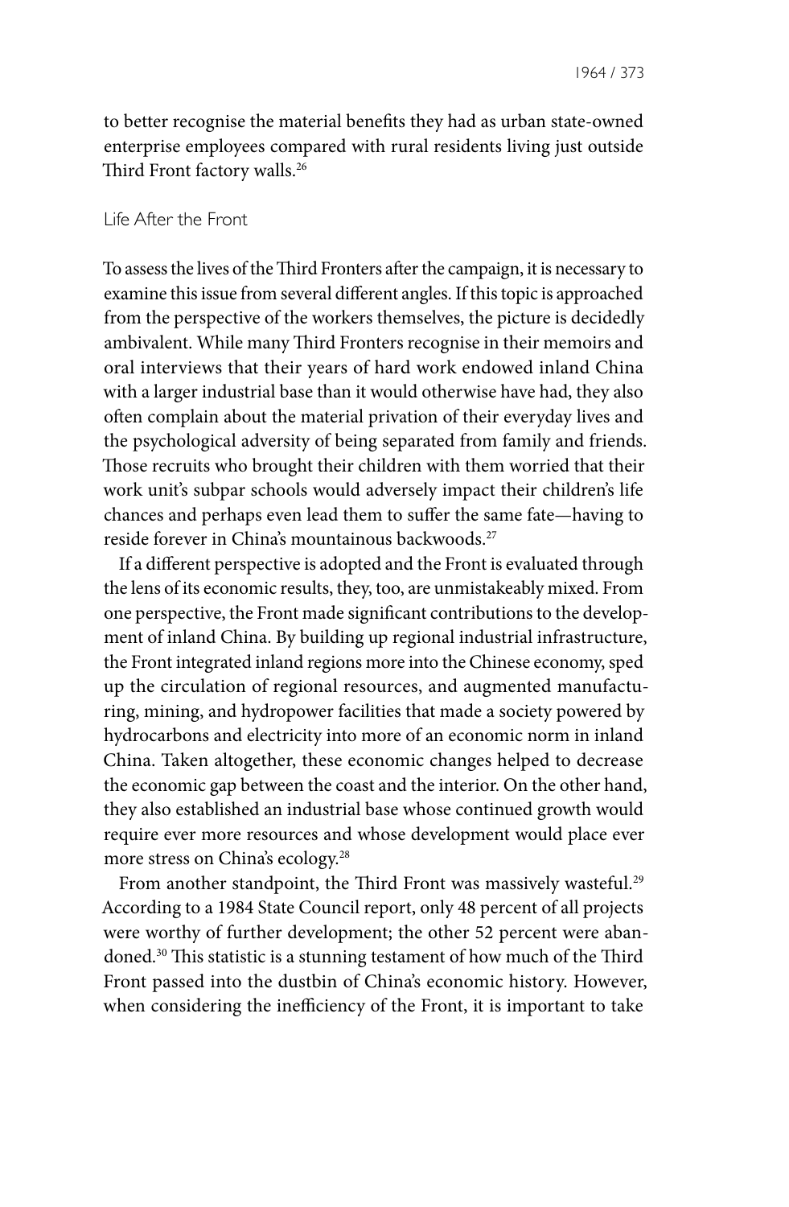to better recognise the material benefits they had as urban state-owned enterprise employees compared with rural residents living just outside Third Front factory walls.[26]

## Life After the Front

To assess the lives of the Third Fronters after the campaign, it is necessary to examine this issue from several different angles. If this topic is approached from the perspective of the workers themselves, the picture is decidedly ambivalent. While many Third Fronters recognise in their memoirs and oral interviews that their years of hard work endowed inland China with a larger industrial base than it would otherwise have had, they also often complain about the material privation of their everyday lives and the psychological adversity of being separated from family and friends. Those recruits who brought their children with them worried that their work unit's subpar schools would adversely impact their children's life chances and perhaps even lead them to suffer the same fate—having to reside forever in China's mountainous backwoods.[27]

If a different perspective is adopted and the Front is evaluated through the lens of its economic results, they, too, are unmistakeably mixed. From one perspective, the Front made significant contributions to the development of inland China. By building up regional industrial infrastructure, the Front integrated inland regions more into the Chinese economy, sped up the circulation of regional resources, and augmented manufacturing, mining, and hydropower facilities that made a society powered by hydrocarbons and electricity into more of an economic norm in inland China. Taken altogether, these economic changes helped to decrease the economic gap between the coast and the interior. On the other hand, they also established an industrial base whose continued growth would require ever more resources and whose development would place ever more stress on China's ecology.[28]

From another standpoint, the Third Front was massively wasteful.[29] According to a 1984 State Council report, only 48 percent of all projects were worthy of further development; the other 52 percent were abandoned.[30] This statistic is a stunning testament of how much of the Third Front passed into the dustbin of China's economic history. However, when considering the inefficiency of the Front, it is important to take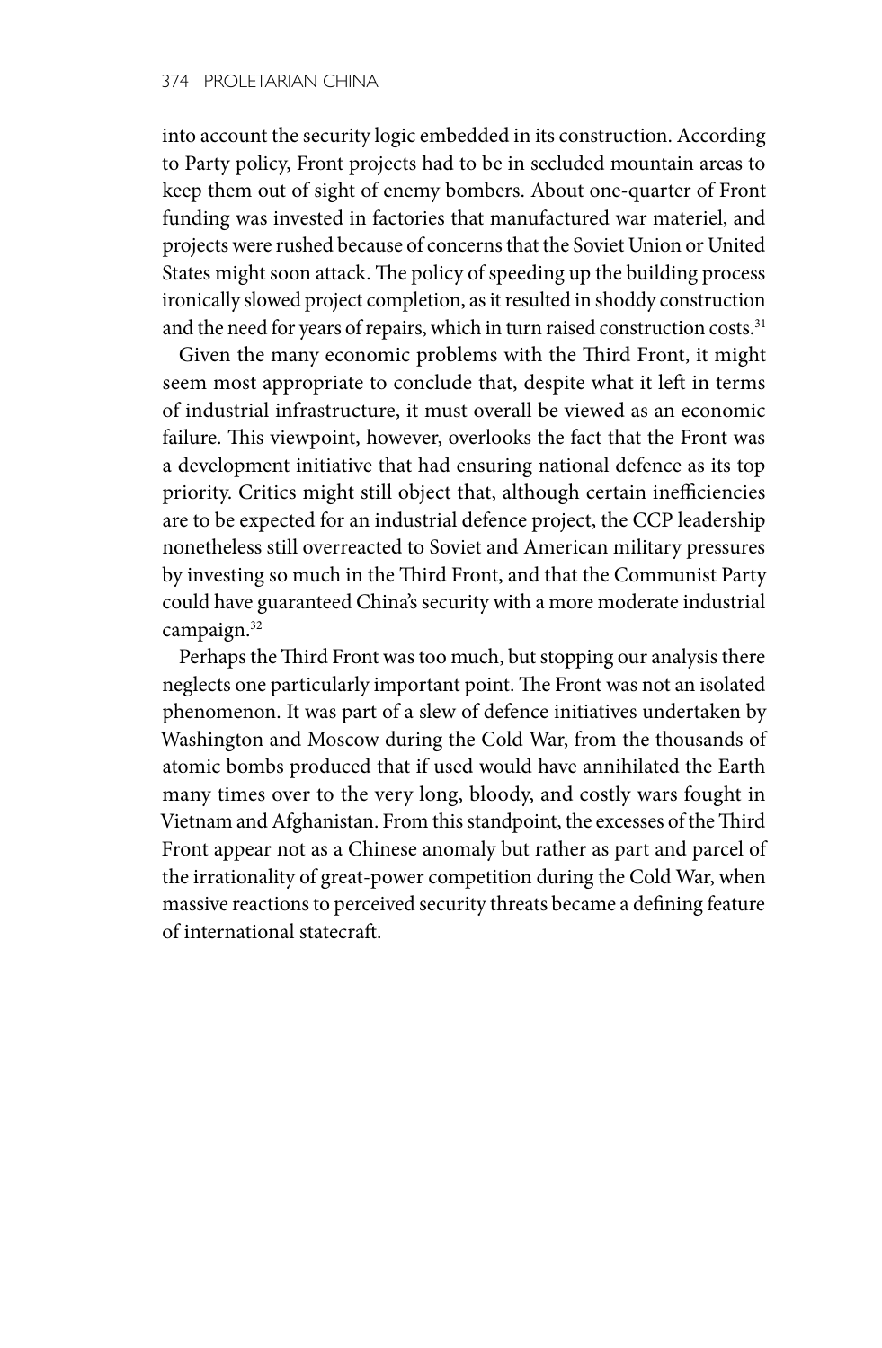into account the security logic embedded in its construction. According to Party policy, Front projects had to be in secluded mountain areas to keep them out of sight of enemy bombers. About one-quarter of Front funding was invested in factories that manufactured war materiel, and projects were rushed because of concerns that the Soviet Union or United States might soon attack. The policy of speeding up the building process ironically slowed project completion, as it resulted in shoddy construction and the need for years of repairs, which in turn raised construction costs.[31]

Given the many economic problems with the Third Front, it might seem most appropriate to conclude that, despite what it left in terms of industrial infrastructure, it must overall be viewed as an economic failure. This viewpoint, however, overlooks the fact that the Front was a development initiative that had ensuring national defence as its top priority. Critics might still object that, although certain inefficiencies are to be expected for an industrial defence project, the CCP leadership nonetheless still overreacted to Soviet and American military pressures by investing so much in the Third Front, and that the Communist Party could have guaranteed China's security with a more moderate industrial campaign.[32]

Perhaps the Third Front was too much, but stopping our analysis there neglects one particularly important point. The Front was not an isolated phenomenon. It was part of a slew of defence initiatives undertaken by Washington and Moscow during the Cold War, from the thousands of atomic bombs produced that if used would have annihilated the Earth many times over to the very long, bloody, and costly wars fought in Vietnam and Afghanistan. From this standpoint, the excesses of the Third Front appear not as a Chinese anomaly but rather as part and parcel of the irrationality of great-power competition during the Cold War, when massive reactions to perceived security threats became a defining feature of international statecraft.